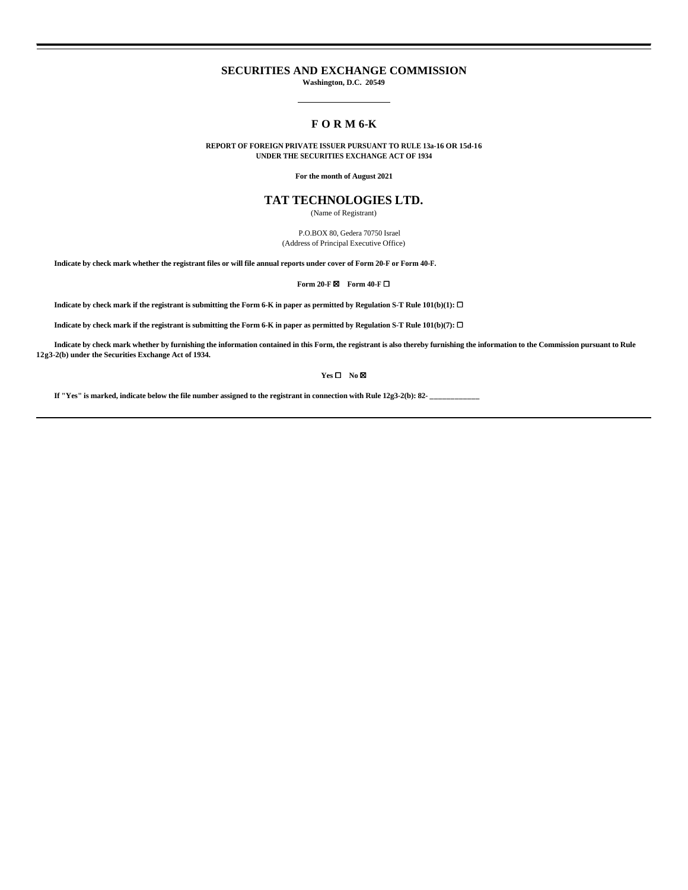# SECURITIES AND EXCHANGE COMMISSION

**Washington, D.C. 20549**

---

# F O R M 6-K

**REPORT OF FOREIGN PRIVATE ISSUER PURSUANT TO RULE 13a-16 OR 15d-16**
**UNDER THE SECURITIES EXCHANGE ACT OF 1934**

**For the month of August 2021**

# TAT TECHNOLOGIES LTD.

(Name of Registrant)

P.O.BOX 80, Gedera 70750 Israel
(Address of Principal Executive Office)

**Indicate by check mark whether the registrant files or will file annual reports under cover of Form 20-F or Form 40-F.**

**Form 20-F ☒ Form 40-F ☐**

**Indicate by check mark if the registrant is submitting the Form 6-K in paper as permitted by Regulation S-T Rule 101(b)(1): ☐**

**Indicate by check mark if the registrant is submitting the Form 6-K in paper as permitted by Regulation S-T Rule 101(b)(7): ☐**

**Indicate by check mark whether by furnishing the information contained in this Form, the registrant is also thereby furnishing the information to the Commission pursuant to Rule 12g3-2(b) under the Securities Exchange Act of 1934.**

**Yes ☐ No ☒**

**If "Yes" is marked, indicate below the file number assigned to the registrant in connection with Rule 12g3-2(b): 82- \_\_\_\_\_\_\_\_\_\_\_\_\_**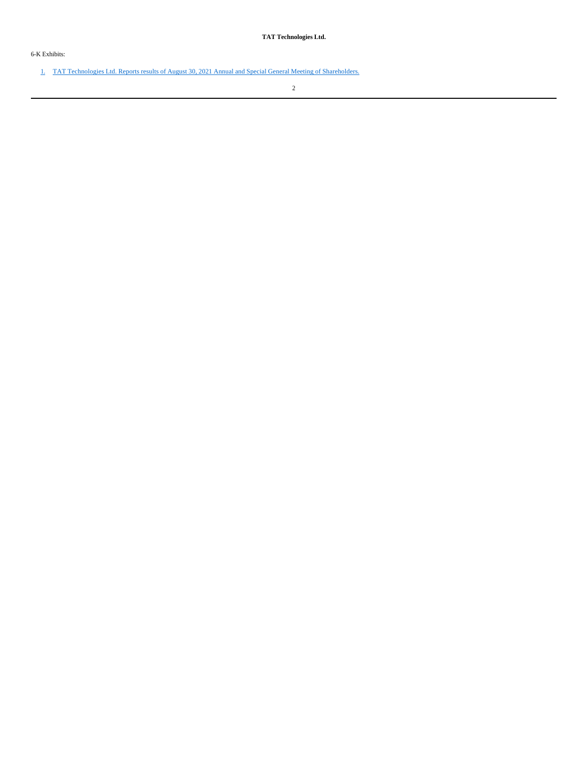**TAT Technologies Ltd.**

6-K Exhibits:

1. TAT Technologies Ltd. Reports results of August 30, 2021 Annual and Special General Meeting of Shareholders.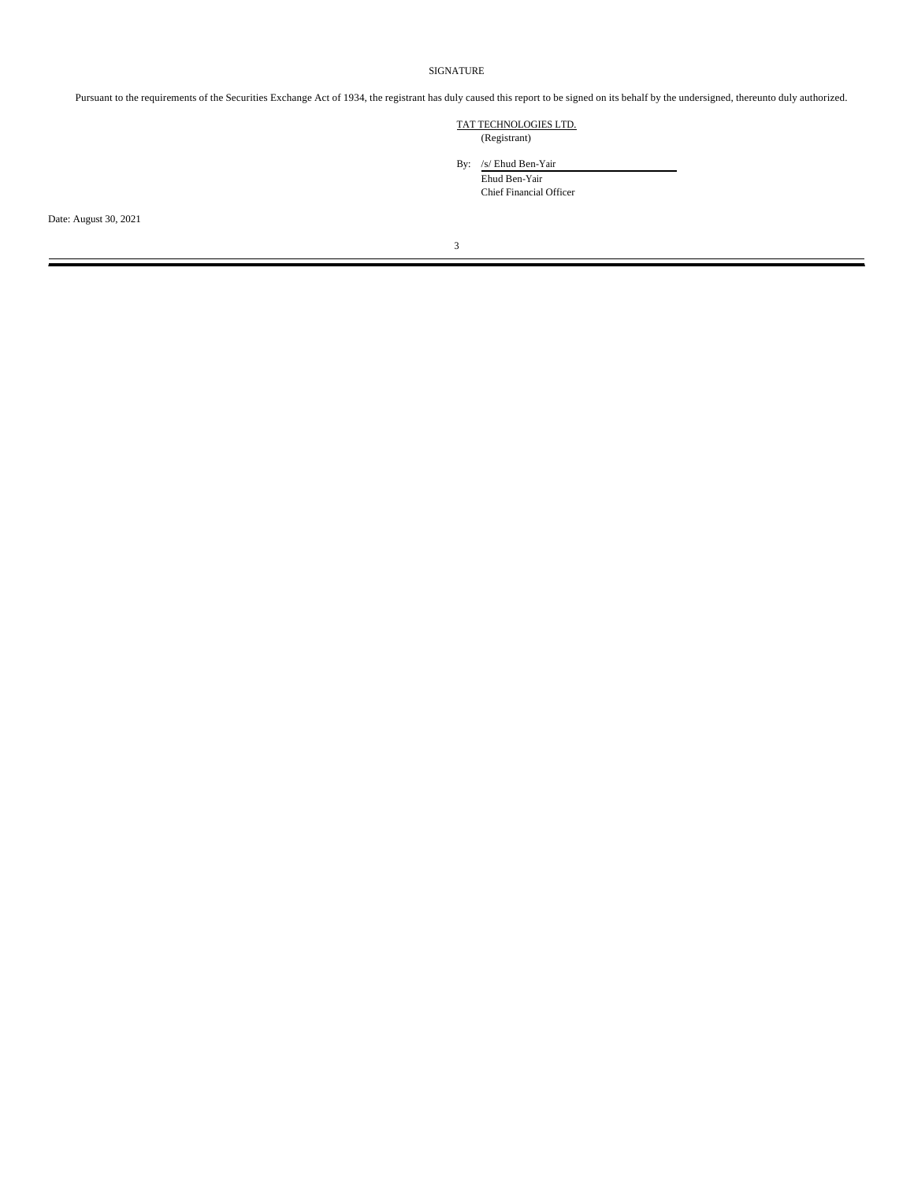SIGNATURE

Pursuant to the requirements of the Securities Exchange Act of 1934, the registrant has duly caused this report to be signed on its behalf by the undersigned, thereunto duly authorized.

TAT TECHNOLOGIES LTD.
(Registrant)

By: /s/ Ehud Ben-Yair
Ehud Ben-Yair
Chief Financial Officer

Date: August 30, 2021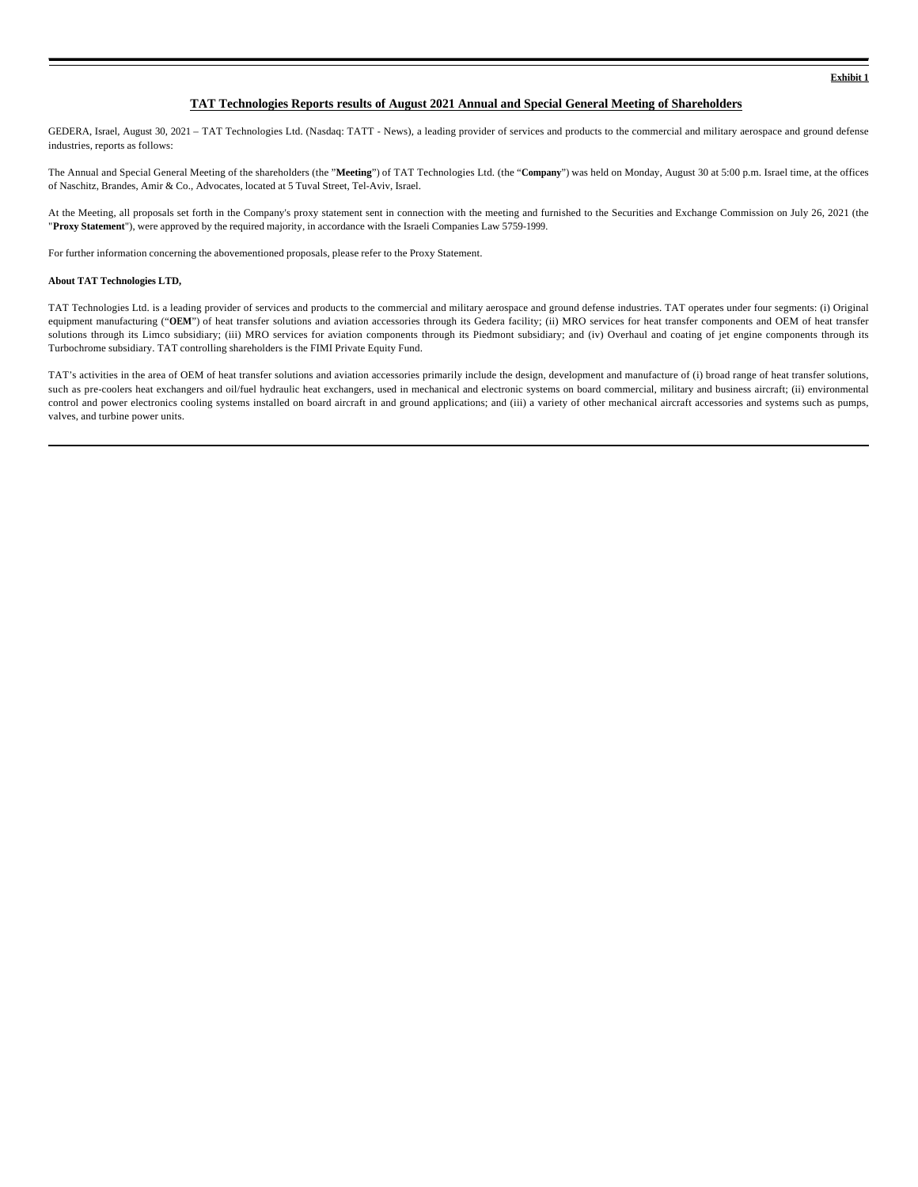**Exhibit 1**

# TAT Technologies Reports results of August 2021 Annual and Special General Meeting of Shareholders

GEDERA, Israel, August 30, 2021 – TAT Technologies Ltd. (Nasdaq: TATT - News), a leading provider of services and products to the commercial and military aerospace and ground defense industries, reports as follows:

The Annual and Special General Meeting of the shareholders (the "**Meeting**") of TAT Technologies Ltd. (the "**Company**") was held on Monday, August 30 at 5:00 p.m. Israel time, at the offices of Naschitz, Brandes, Amir & Co., Advocates, located at 5 Tuval Street, Tel-Aviv, Israel.

At the Meeting, all proposals set forth in the Company's proxy statement sent in connection with the meeting and furnished to the Securities and Exchange Commission on July 26, 2021 (the "**Proxy Statement**"), were approved by the required majority, in accordance with the Israeli Companies Law 5759-1999.

For further information concerning the abovementioned proposals, please refer to the Proxy Statement.

**About TAT Technologies LTD,**

TAT Technologies Ltd. is a leading provider of services and products to the commercial and military aerospace and ground defense industries. TAT operates under four segments: (i) Original equipment manufacturing ("**OEM**") of heat transfer solutions and aviation accessories through its Gedera facility; (ii) MRO services for heat transfer components and OEM of heat transfer solutions through its Limco subsidiary; (iii) MRO services for aviation components through its Piedmont subsidiary; and (iv) Overhaul and coating of jet engine components through its Turbochrome subsidiary. TAT controlling shareholders is the FIMI Private Equity Fund.

TAT's activities in the area of OEM of heat transfer solutions and aviation accessories primarily include the design, development and manufacture of (i) broad range of heat transfer solutions, such as pre-coolers heat exchangers and oil/fuel hydraulic heat exchangers, used in mechanical and electronic systems on board commercial, military and business aircraft; (ii) environmental control and power electronics cooling systems installed on board aircraft in and ground applications; and (iii) a variety of other mechanical aircraft accessories and systems such as pumps, valves, and turbine power units.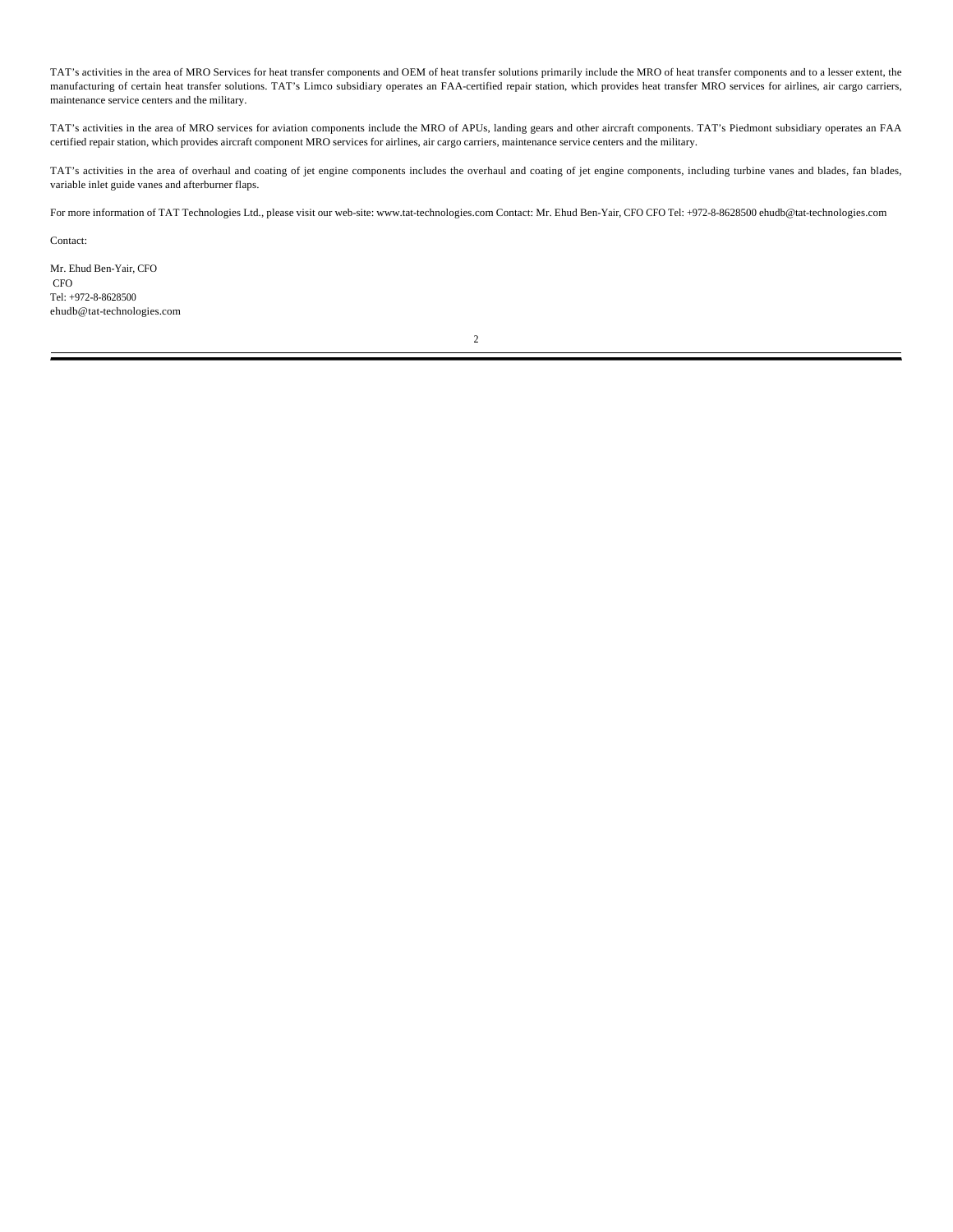TAT's activities in the area of MRO Services for heat transfer components and OEM of heat transfer solutions primarily include the MRO of heat transfer components and to a lesser extent, the manufacturing of certain heat transfer solutions. TAT's Limco subsidiary operates an FAA-certified repair station, which provides heat transfer MRO services for airlines, air cargo carriers, maintenance service centers and the military.

TAT's activities in the area of MRO services for aviation components include the MRO of APUs, landing gears and other aircraft components. TAT's Piedmont subsidiary operates an FAA certified repair station, which provides aircraft component MRO services for airlines, air cargo carriers, maintenance service centers and the military.

TAT's activities in the area of overhaul and coating of jet engine components includes the overhaul and coating of jet engine components, including turbine vanes and blades, fan blades, variable inlet guide vanes and afterburner flaps.

For more information of TAT Technologies Ltd., please visit our web-site: www.tat-technologies.com Contact: Mr. Ehud Ben-Yair, CFO CFO Tel: +972-8-8628500 ehudb@tat-technologies.com

Contact:

Mr. Ehud Ben-Yair, CFO
CFO
Tel: +972-8-8628500
ehudb@tat-technologies.com